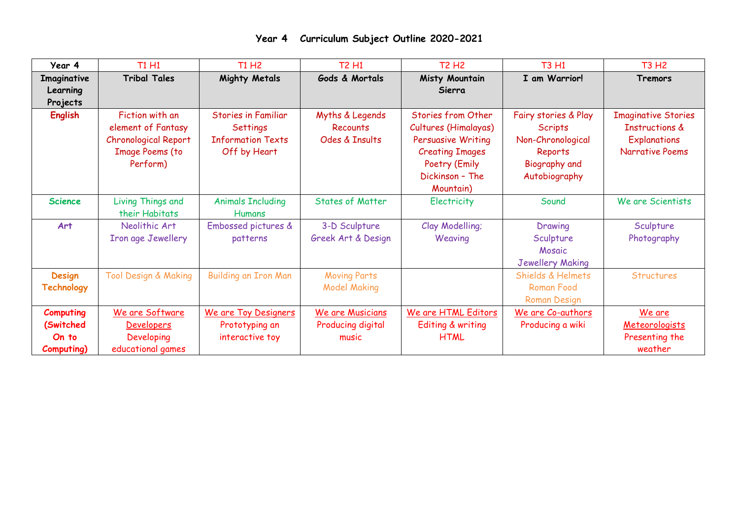# Year 4 Curriculum Subject Outline 2020-2021

| Year 4 | T1 H1 | T1 H2 | T2 H1 | T2 H2 | T3 H1 | T3 H2 |
|---|---|---|---|---|---|---|
| **Imaginative Learning Projects** | **Tribal Tales** | **Mighty Metals** | **Gods & Mortals** | **Misty Mountain Sierra** | **I am Warrior!** | **Tremors** |
| **English** | Fiction with an element of Fantasy<br>Chronological Report<br>Image Poems (to Perform) | Stories in Familiar Settings<br>Information Texts<br>Off by Heart | Myths & Legends<br>Recounts<br>Odes & Insults | Stories from Other Cultures (Himalayas)<br>Persuasive Writing<br>Creating Images<br>Poetry (Emily Dickinson – The Mountain) | Fairy stories & Play Scripts<br>Non-Chronological Reports<br>Biography and Autobiography | Imaginative Stories<br>Instructions & Explanations<br>Narrative Poems |
| **Science** | Living Things and their Habitats | Animals Including Humans | States of Matter | Electricity | Sound | We are Scientists |
| **Art** | Neolithic Art<br>Iron age Jewellery | Embossed pictures & patterns | 3-D Sculpture<br>Greek Art & Design | Clay Modelling;<br>Weaving | Drawing<br>Sculpture<br>Mosaic<br>Jewellery Making | Sculpture<br>Photography |
| **Design Technology** | Tool Design & Making | Building an Iron Man | Moving Parts<br>Model Making | | Shields & Helmets<br>Roman Food<br>Roman Design | Structures |
| **Computing (Switched On to Computing)** | We are Software Developers<br>Developing educational games | We are Toy Designers<br>Prototyping an interactive toy | We are Musicians<br>Producing digital music | We are HTML Editors<br>Editing & writing HTML | We are Co-authors<br>Producing a wiki | We are Meteorologists<br>Presenting the weather |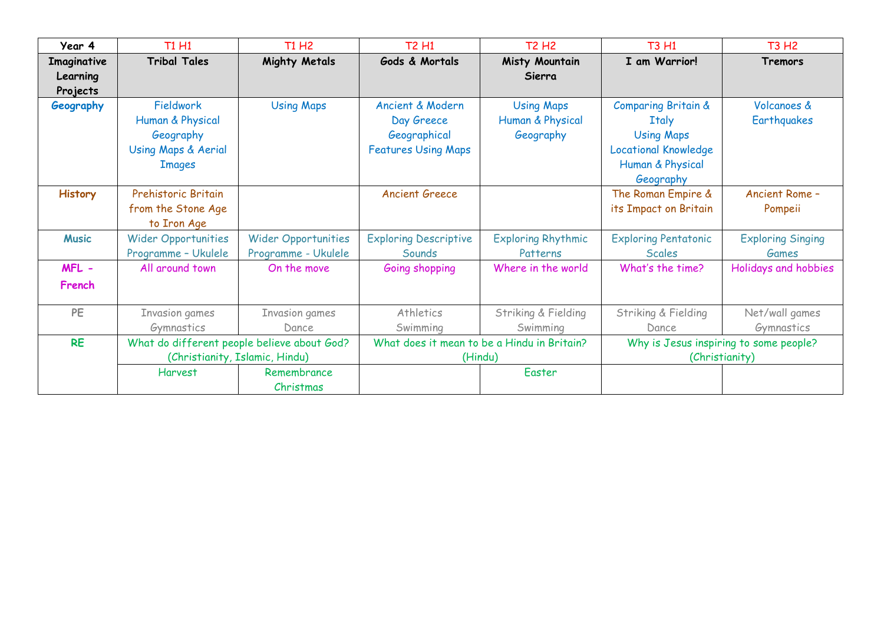| Year 4 | T1 H1 | T1 H2 | T2 H1 | T2 H2 | T3 H1 | T3 H2 |
|---|---|---|---|---|---|---|
| **Imaginative Learning Projects** | **Tribal Tales** | **Mighty Metals** | **Gods & Mortals** | **Misty Mountain Sierra** | **I am Warrior!** | **Tremors** |
| **Geography** | Fieldwork<br>Human & Physical Geography<br>Using Maps & Aerial Images | Using Maps | Ancient & Modern Day Greece<br>Geographical Features Using Maps | Using Maps<br>Human & Physical Geography | Comparing Britain & Italy<br>Using Maps<br>Locational Knowledge<br>Human & Physical Geography | Volcanoes & Earthquakes |
| **History** | Prehistoric Britain from the Stone Age to Iron Age | | Ancient Greece | | The Roman Empire & its Impact on Britain | Ancient Rome – Pompeii |
| **Music** | Wider Opportunities Programme – Ukulele | Wider Opportunities Programme - Ukulele | Exploring Descriptive Sounds | Exploring Rhythmic Patterns | Exploring Pentatonic Scales | Exploring Singing Games |
| **MFL - French** | All around town | On the move | Going shopping | Where in the world | What's the time? | Holidays and hobbies |
| **PE** | Invasion games<br>Gymnastics | Invasion games<br>Dance | Athletics<br>Swimming | Striking & Fielding<br>Swimming | Striking & Fielding<br>Dance | Net/wall games<br>Gymnastics |
| **RE** | What do different people believe about God? (Christianity, Islamic, Hindu) | | What does it mean to be a Hindu in Britain? (Hindu) | | Why is Jesus inspiring to some people? (Christianity) | |
| | Harvest | Remembrance<br>Christmas | | Easter | | |